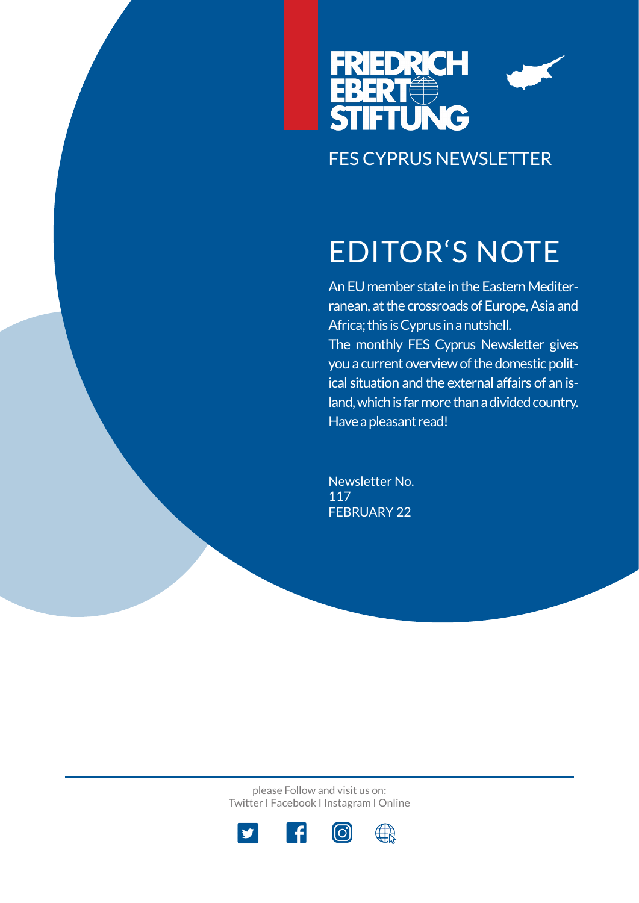FRIEDRICH EBERT STIFTUNG

FES CYPRUS NEWSLETTER

# EDITOR'S NOTE

An EU member state in the Eastern Mediterranean, at the crossroads of Europe, Asia and Africa; this is Cyprus in a nutshell.
The monthly FES Cyprus Newsletter gives you a current overview of the domestic political situation and the external affairs of an island, which is far more than a divided country.
Have a pleasant read!

Newsletter No.
117
FEBRUARY 22

please Follow and visit us on:
Twitter I Facebook I Instagram I Online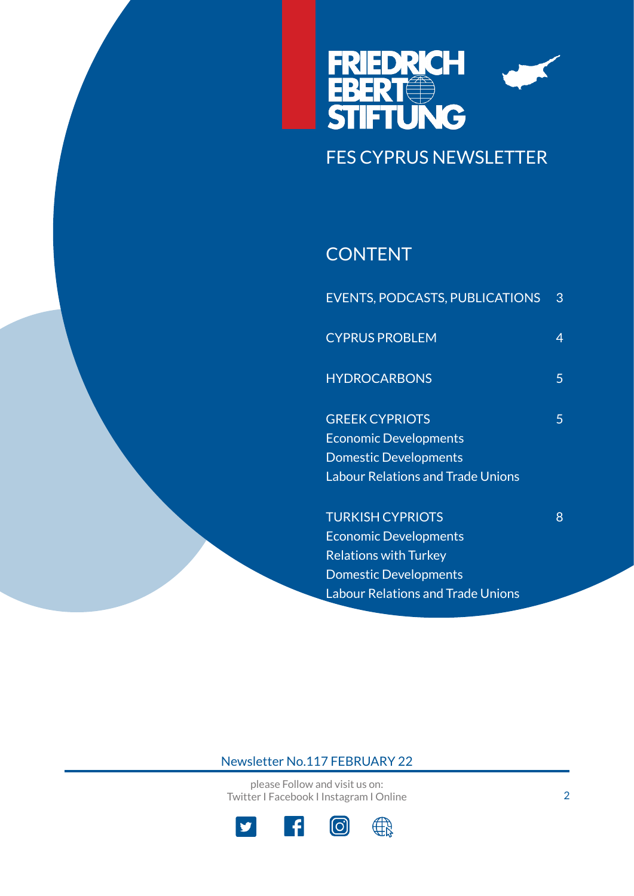FRIEDRICH EBERT STIFTUNG

# FES CYPRUS NEWSLETTER

## CONTENT

| | |
|---|---|
| EVENTS, PODCASTS, PUBLICATIONS | 3 |
| CYPRUS PROBLEM | 4 |
| HYDROCARBONS | 5 |
| GREEK CYPRIOTS<br>Economic Developments<br>Domestic Developments<br>Labour Relations and Trade Unions | 5 |
| TURKISH CYPRIOTS<br>Economic Developments<br>Relations with Turkey<br>Domestic Developments<br>Labour Relations and Trade Unions | 8 |

Newsletter No.117 FEBRUARY 22

please Follow and visit us on:
Twitter I Facebook I Instagram I Online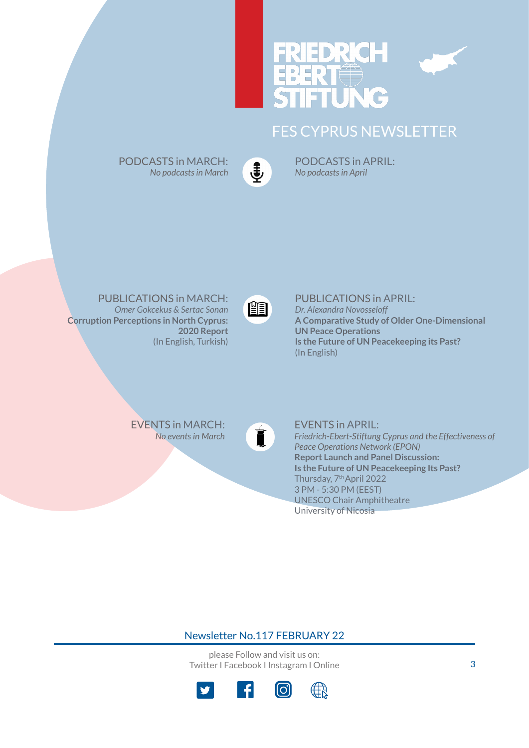# FES CYPRUS NEWSLETTER

## PODCASTS in MARCH:

*No podcasts in March*

## PODCASTS in APRIL:

*No podcasts in April*

## PUBLICATIONS in MARCH:

*Omer Gokcekus & Sertac Sonan*
**Corruption Perceptions in North Cyprus: 2020 Report**
(In English, Turkish)

## PUBLICATIONS in APRIL:

*Dr. Alexandra Novosseloff*
**A Comparative Study of Older One-Dimensional UN Peace Operations**
**Is the Future of UN Peacekeeping its Past?**
(In English)

## EVENTS in MARCH:

*No events in March*

## EVENTS in APRIL:

*Friedrich-Ebert-Stiftung Cyprus and the Effectiveness of Peace Operations Network (EPON)*
**Report Launch and Panel Discussion:**
**Is the Future of UN Peacekeeping Its Past?**
Thursday, 7th April 2022
3 PM - 5:30 PM (EEST)
UNESCO Chair Amphitheatre
University of Nicosia

Newsletter No.117 FEBRUARY 22

please Follow and visit us on:
Twitter I Facebook I Instagram I Online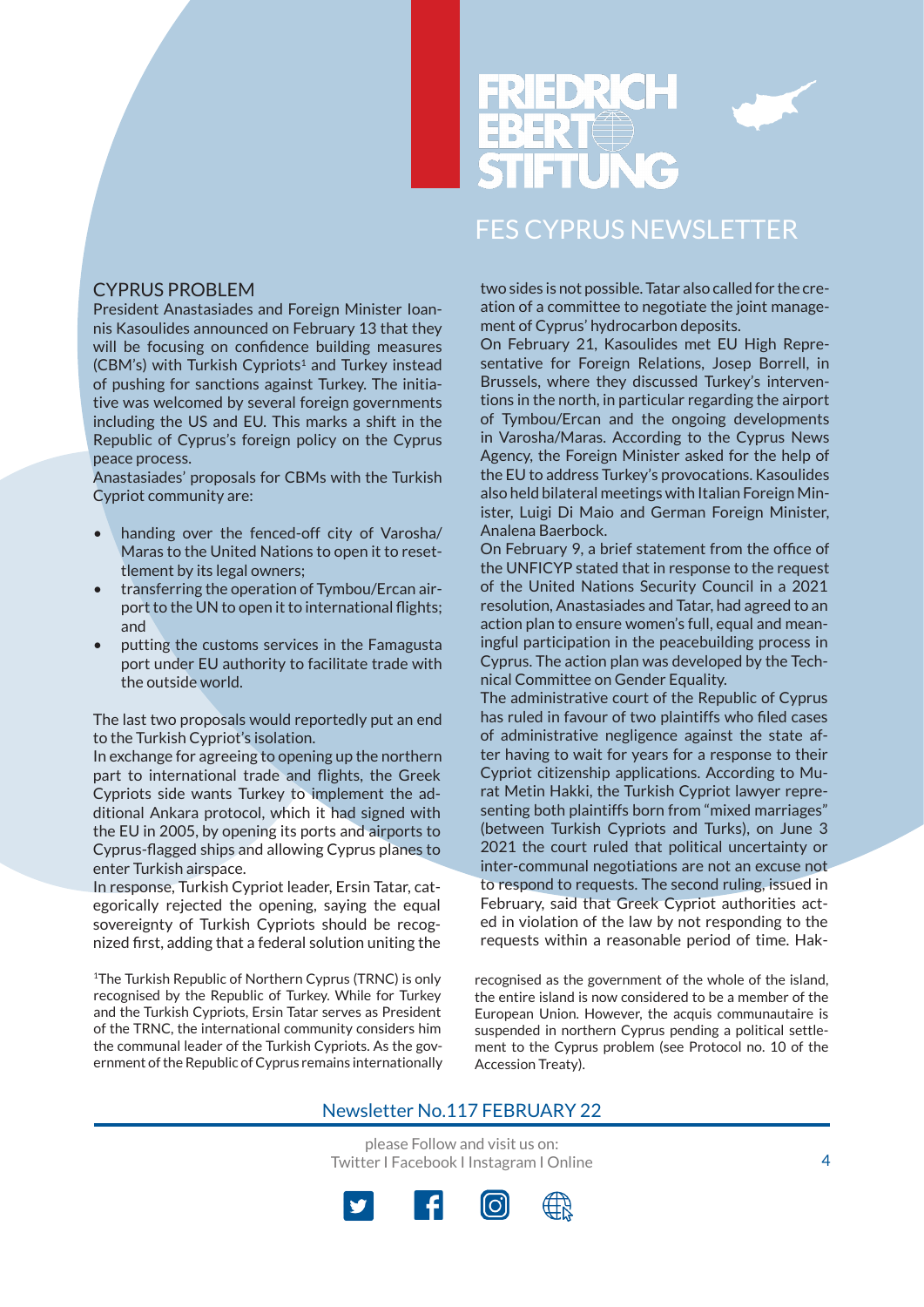## CYPRUS PROBLEM

President Anastasiades and Foreign Minister Ioannis Kasoulides announced on February 13 that they will be focusing on confidence building measures (CBM's) with Turkish Cypriots[1] and Turkey instead of pushing for sanctions against Turkey. The initiative was welcomed by several foreign governments including the US and EU. This marks a shift in the Republic of Cyprus's foreign policy on the Cyprus peace process.

Anastasiades' proposals for CBMs with the Turkish Cypriot community are:

- handing over the fenced-off city of Varosha/Maras to the United Nations to open it to resettlement by its legal owners;
- transferring the operation of Tymbou/Ercan airport to the UN to open it to international flights; and
- putting the customs services in the Famagusta port under EU authority to facilitate trade with the outside world.

The last two proposals would reportedly put an end to the Turkish Cypriot's isolation.

In exchange for agreeing to opening up the northern part to international trade and flights, the Greek Cypriots side wants Turkey to implement the additional Ankara protocol, which it had signed with the EU in 2005, by opening its ports and airports to Cyprus-flagged ships and allowing Cyprus planes to enter Turkish airspace.

In response, Turkish Cypriot leader, Ersin Tatar, categorically rejected the opening, saying the equal sovereignty of Turkish Cypriots should be recognized first, adding that a federal solution uniting the two sides is not possible. Tatar also called for the creation of a committee to negotiate the joint management of Cyprus' hydrocarbon deposits.

On February 21, Kasoulides met EU High Representative for Foreign Relations, Josep Borrell, in Brussels, where they discussed Turkey's interventions in the north, in particular regarding the airport of Tymbou/Ercan and the ongoing developments in Varosha/Maras. According to the Cyprus News Agency, the Foreign Minister asked for the help of the EU to address Turkey's provocations. Kasoulides also held bilateral meetings with Italian Foreign Minister, Luigi Di Maio and German Foreign Minister, Analena Baerbock.

On February 9, a brief statement from the office of the UNFICYP stated that in response to the request of the United Nations Security Council in a 2021 resolution, Anastasiades and Tatar, had agreed to an action plan to ensure women's full, equal and meaningful participation in the peacebuilding process in Cyprus. The action plan was developed by the Technical Committee on Gender Equality.

The administrative court of the Republic of Cyprus has ruled in favour of two plaintiffs who filed cases of administrative negligence against the state after having to wait for years for a response to their Cypriot citizenship applications. According to Murat Metin Hakki, the Turkish Cypriot lawyer representing both plaintiffs born from "mixed marriages" (between Turkish Cypriots and Turks), on June 3 2021 the court ruled that political uncertainty or inter-communal negotiations are not an excuse not to respond to requests. The second ruling, issued in February, said that Greek Cypriot authorities acted in violation of the law by not responding to the requests within a reasonable period of time. Hak-

[1]The Turkish Republic of Northern Cyprus (TRNC) is only recognised by the Republic of Turkey. While for Turkey and the Turkish Cypriots, Ersin Tatar serves as President of the TRNC, the international community considers him the communal leader of the Turkish Cypriots. As the government of the Republic of Cyprus remains internationally recognised as the government of the whole of the island, the entire island is now considered to be a member of the European Union. However, the acquis communautaire is suspended in northern Cyprus pending a political settlement to the Cyprus problem (see Protocol no. 10 of the Accession Treaty).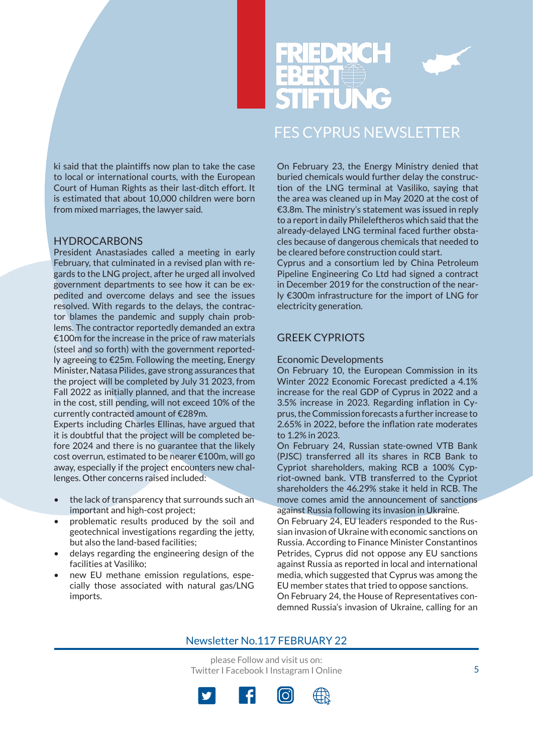ki said that the plaintiffs now plan to take the case to local or international courts, with the European Court of Human Rights as their last-ditch effort. It is estimated that about 10,000 children were born from mixed marriages, the lawyer said.

## HYDROCARBONS

President Anastasiades called a meeting in early February, that culminated in a revised plan with regards to the LNG project, after he urged all involved government departments to see how it can be expedited and overcome delays and see the issues resolved. With regards to the delays, the contractor blames the pandemic and supply chain problems. The contractor reportedly demanded an extra €100m for the increase in the price of raw materials (steel and so forth) with the government reportedly agreeing to €25m. Following the meeting, Energy Minister, Natasa Pilides, gave strong assurances that the project will be completed by July 31 2023, from Fall 2022 as initially planned, and that the increase in the cost, still pending, will not exceed 10% of the currently contracted amount of €289m.

Experts including Charles Ellinas, have argued that it is doubtful that the project will be completed before 2024 and there is no guarantee that the likely cost overrun, estimated to be nearer €100m, will go away, especially if the project encounters new challenges. Other concerns raised included:

- the lack of transparency that surrounds such an important and high-cost project;
- problematic results produced by the soil and geotechnical investigations regarding the jetty, but also the land-based facilities;
- delays regarding the engineering design of the facilities at Vasiliko;
- new EU methane emission regulations, especially those associated with natural gas/LNG imports.

On February 23, the Energy Ministry denied that buried chemicals would further delay the construction of the LNG terminal at Vasiliko, saying that the area was cleaned up in May 2020 at the cost of €3.8m. The ministry's statement was issued in reply to a report in daily Phileleftheros which said that the already-delayed LNG terminal faced further obstacles because of dangerous chemicals that needed to be cleared before construction could start.

Cyprus and a consortium led by China Petroleum Pipeline Engineering Co Ltd had signed a contract in December 2019 for the construction of the nearly €300m infrastructure for the import of LNG for electricity generation.

## GREEK CYPRIOTS

### Economic Developments

On February 10, the European Commission in its Winter 2022 Economic Forecast predicted a 4.1% increase for the real GDP of Cyprus in 2022 and a 3.5% increase in 2023. Regarding inflation in Cyprus, the Commission forecasts a further increase to 2.65% in 2022, before the inflation rate moderates to 1.2% in 2023.

On February 24, Russian state-owned VTB Bank (PJSC) transferred all its shares in RCB Bank to Cypriot shareholders, making RCB a 100% Cypriot-owned bank. VTB transferred to the Cypriot shareholders the 46.29% stake it held in RCB. The move comes amid the announcement of sanctions against Russia following its invasion in Ukraine.

On February 24, EU leaders responded to the Russian invasion of Ukraine with economic sanctions on Russia. According to Finance Minister Constantinos Petrides, Cyprus did not oppose any EU sanctions against Russia as reported in local and international media, which suggested that Cyprus was among the EU member states that tried to oppose sanctions.

On February 24, the House of Representatives condemned Russia's invasion of Ukraine, calling for an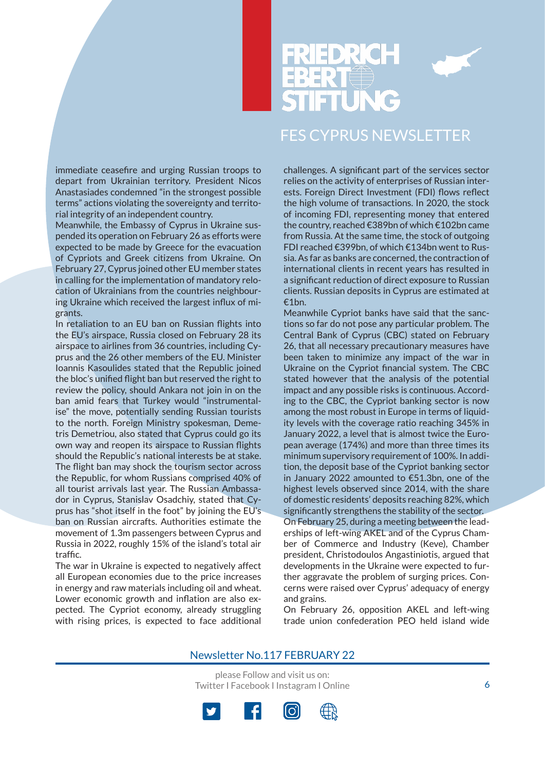immediate ceasefire and urging Russian troops to depart from Ukrainian territory. President Nicos Anastasiades condemned "in the strongest possible terms" actions violating the sovereignty and territorial integrity of an independent country.

Meanwhile, the Embassy of Cyprus in Ukraine suspended its operation on February 26 as efforts were expected to be made by Greece for the evacuation of Cypriots and Greek citizens from Ukraine. On February 27, Cyprus joined other EU member states in calling for the implementation of mandatory relocation of Ukrainians from the countries neighbouring Ukraine which received the largest influx of migrants.

In retaliation to an EU ban on Russian flights into the EU's airspace, Russia closed on February 28 its airspace to airlines from 36 countries, including Cyprus and the 26 other members of the EU. Minister Ioannis Kasoulides stated that the Republic joined the bloc's unified flight ban but reserved the right to review the policy, should Ankara not join in on the ban amid fears that Turkey would "instrumentalise" the move, potentially sending Russian tourists to the north. Foreign Ministry spokesman, Demetris Demetriou, also stated that Cyprus could go its own way and reopen its airspace to Russian flights should the Republic's national interests be at stake. The flight ban may shock the tourism sector across the Republic, for whom Russians comprised 40% of all tourist arrivals last year. The Russian Ambassador in Cyprus, Stanislav Osadchiy, stated that Cyprus has "shot itself in the foot" by joining the EU's ban on Russian aircrafts. Authorities estimate the movement of 1.3m passengers between Cyprus and Russia in 2022, roughly 15% of the island's total air traffic.

The war in Ukraine is expected to negatively affect all European economies due to the price increases in energy and raw materials including oil and wheat. Lower economic growth and inflation are also expected. The Cypriot economy, already struggling with rising prices, is expected to face additional challenges. A significant part of the services sector relies on the activity of enterprises of Russian interests. Foreign Direct Investment (FDI) flows reflect the high volume of transactions. In 2020, the stock of incoming FDI, representing money that entered the country, reached €389bn of which €102bn came from Russia. At the same time, the stock of outgoing FDI reached €399bn, of which €134bn went to Russia. As far as banks are concerned, the contraction of international clients in recent years has resulted in a significant reduction of direct exposure to Russian clients. Russian deposits in Cyprus are estimated at €1bn.

Meanwhile Cypriot banks have said that the sanctions so far do not pose any particular problem. The Central Bank of Cyprus (CBC) stated on February 26, that all necessary precautionary measures have been taken to minimize any impact of the war in Ukraine on the Cypriot financial system. The CBC stated however that the analysis of the potential impact and any possible risks is continuous. According to the CBC, the Cypriot banking sector is now among the most robust in Europe in terms of liquidity levels with the coverage ratio reaching 345% in January 2022, a level that is almost twice the European average (174%) and more than three times its minimum supervisory requirement of 100%. In addition, the deposit base of the Cypriot banking sector in January 2022 amounted to €51.3bn, one of the highest levels observed since 2014, with the share of domestic residents' deposits reaching 82%, which significantly strengthens the stability of the sector.

On February 25, during a meeting between the leaderships of left-wing AKEL and of the Cyprus Chamber of Commerce and Industry (Keve), Chamber president, Christodoulos Angastiniotis, argued that developments in the Ukraine were expected to further aggravate the problem of surging prices. Concerns were raised over Cyprus' adequacy of energy and grains.

On February 26, opposition AKEL and left-wing trade union confederation PEO held island wide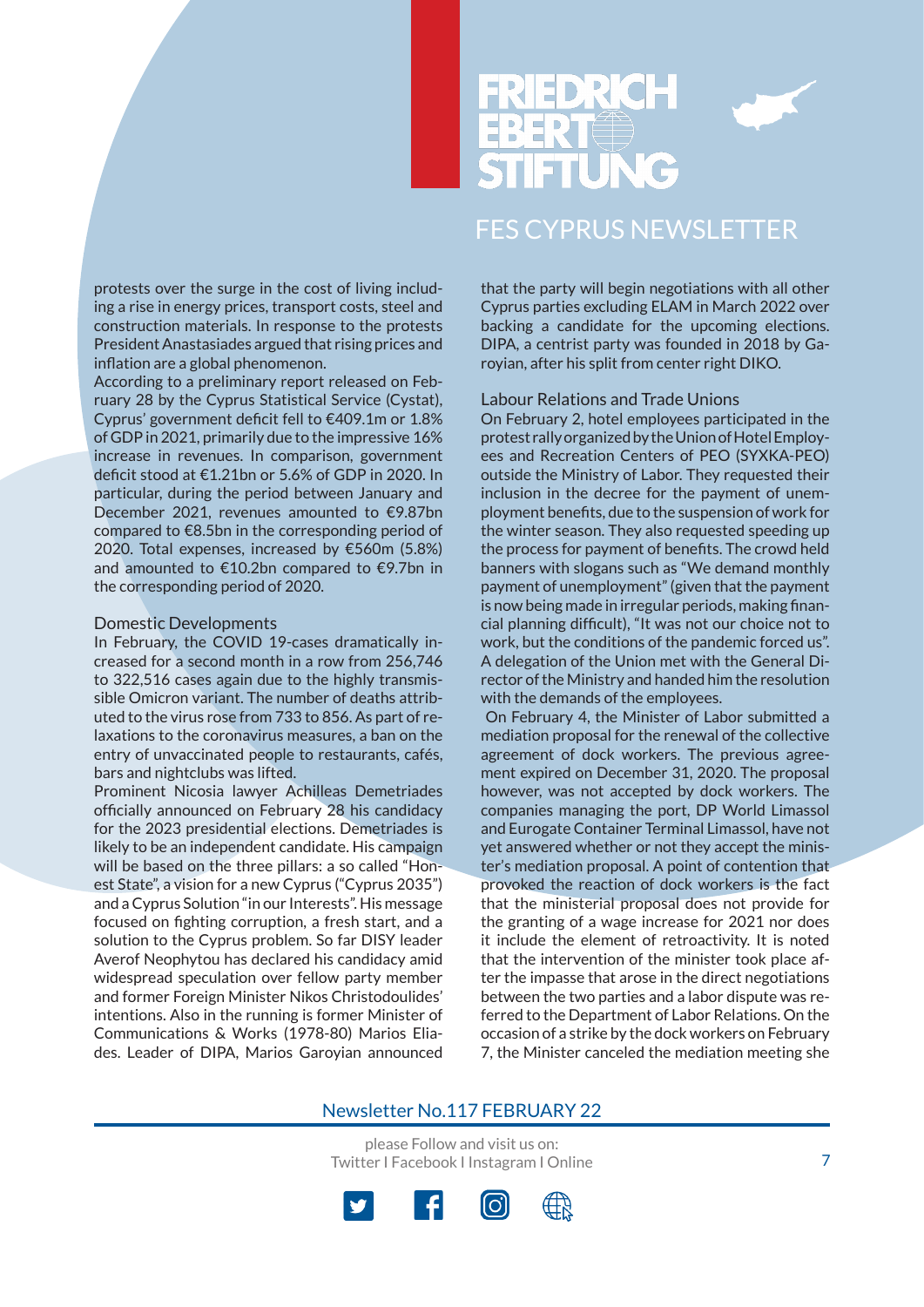protests over the surge in the cost of living including a rise in energy prices, transport costs, steel and construction materials. In response to the protests President Anastasiades argued that rising prices and inflation are a global phenomenon.

According to a preliminary report released on February 28 by the Cyprus Statistical Service (Cystat), Cyprus' government deficit fell to €409.1m or 1.8% of GDP in 2021, primarily due to the impressive 16% increase in revenues. In comparison, government deficit stood at €1.21bn or 5.6% of GDP in 2020. In particular, during the period between January and December 2021, revenues amounted to €9.87bn compared to €8.5bn in the corresponding period of 2020. Total expenses, increased by €560m (5.8%) and amounted to €10.2bn compared to €9.7bn in the corresponding period of 2020.

## Domestic Developments

In February, the COVID 19-cases dramatically increased for a second month in a row from 256,746 to 322,516 cases again due to the highly transmissible Omicron variant. The number of deaths attributed to the virus rose from 733 to 856. As part of relaxations to the coronavirus measures, a ban on the entry of unvaccinated people to restaurants, cafés, bars and nightclubs was lifted.

Prominent Nicosia lawyer Achilleas Demetriades officially announced on February 28 his candidacy for the 2023 presidential elections. Demetriades is likely to be an independent candidate. His campaign will be based on the three pillars: a so called "Honest State", a vision for a new Cyprus ("Cyprus 2035") and a Cyprus Solution "in our Interests". His message focused on fighting corruption, a fresh start, and a solution to the Cyprus problem. So far DISY leader Averof Neophytou has declared his candidacy amid widespread speculation over fellow party member and former Foreign Minister Nikos Christodoulides' intentions. Also in the running is former Minister of Communications & Works (1978-80) Marios Eliades. Leader of DIPA, Marios Garoyian announced that the party will begin negotiations with all other Cyprus parties excluding ELAM in March 2022 over backing a candidate for the upcoming elections. DIPA, a centrist party was founded in 2018 by Garoyian, after his split from center right DIKO.

## Labour Relations and Trade Unions

On February 2, hotel employees participated in the protest rally organized by the Union of Hotel Employees and Recreation Centers of PEO (SYXKA-PEO) outside the Ministry of Labor. They requested their inclusion in the decree for the payment of unemployment benefits, due to the suspension of work for the winter season. They also requested speeding up the process for payment of benefits. The crowd held banners with slogans such as "We demand monthly payment of unemployment" (given that the payment is now being made in irregular periods, making financial planning difficult), "It was not our choice not to work, but the conditions of the pandemic forced us". A delegation of the Union met with the General Director of the Ministry and handed him the resolution with the demands of the employees.

On February 4, the Minister of Labor submitted a mediation proposal for the renewal of the collective agreement of dock workers. The previous agreement expired on December 31, 2020. The proposal however, was not accepted by dock workers. The companies managing the port, DP World Limassol and Eurogate Container Terminal Limassol, have not yet answered whether or not they accept the minister's mediation proposal. A point of contention that provoked the reaction of dock workers is the fact that the ministerial proposal does not provide for the granting of a wage increase for 2021 nor does it include the element of retroactivity. It is noted that the intervention of the minister took place after the impasse that arose in the direct negotiations between the two parties and a labor dispute was referred to the Department of Labor Relations. On the occasion of a strike by the dock workers on February 7, the Minister canceled the mediation meeting she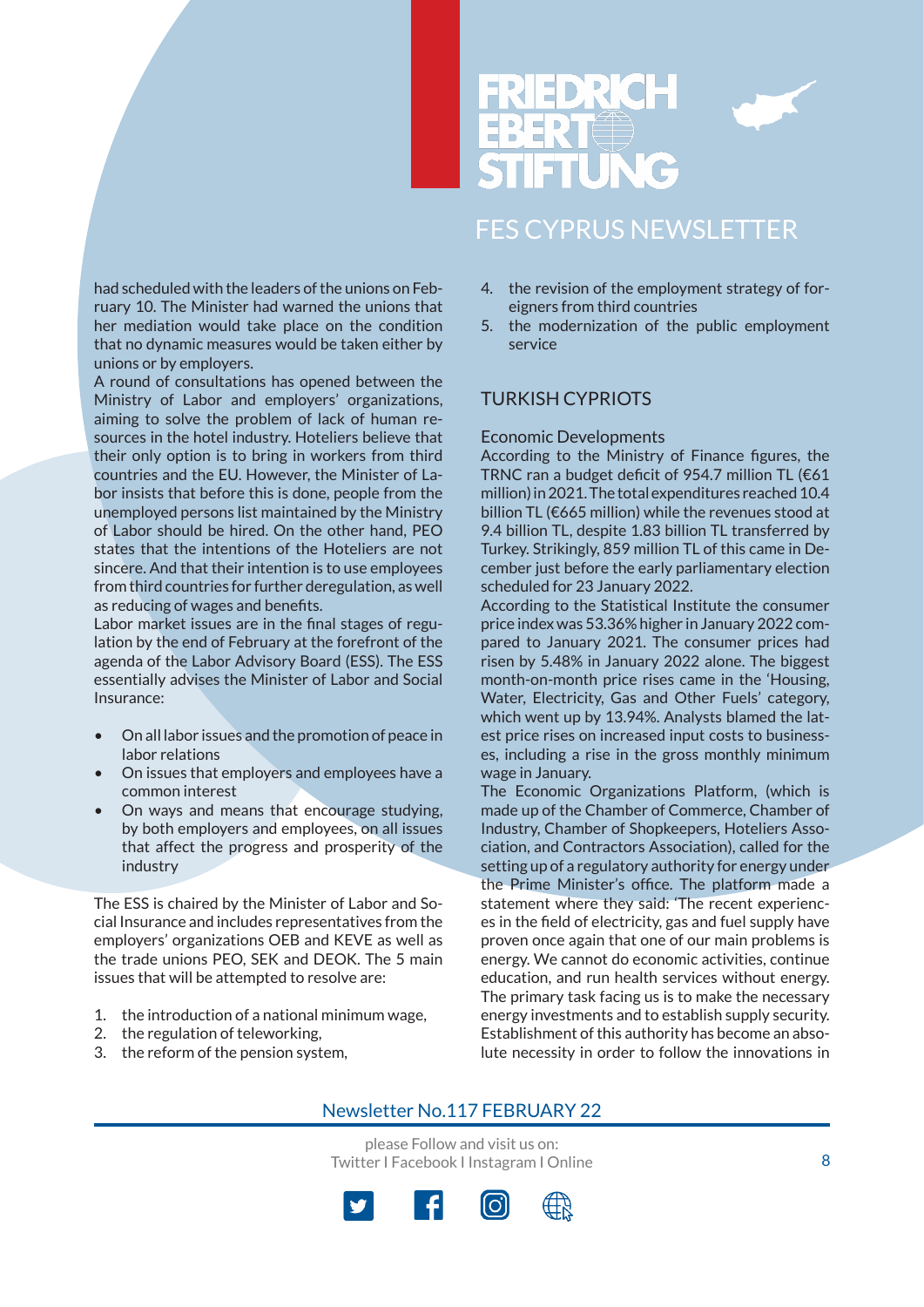had scheduled with the leaders of the unions on February 10. The Minister had warned the unions that her mediation would take place on the condition that no dynamic measures would be taken either by unions or by employers.

A round of consultations has opened between the Ministry of Labor and employers' organizations, aiming to solve the problem of lack of human resources in the hotel industry. Hoteliers believe that their only option is to bring in workers from third countries and the EU. However, the Minister of Labor insists that before this is done, people from the unemployed persons list maintained by the Ministry of Labor should be hired. On the other hand, PEO states that the intentions of the Hoteliers are not sincere. And that their intention is to use employees from third countries for further deregulation, as well as reducing of wages and benefits.

Labor market issues are in the final stages of regulation by the end of February at the forefront of the agenda of the Labor Advisory Board (ESS). The ESS essentially advises the Minister of Labor and Social Insurance:

- On all labor issues and the promotion of peace in labor relations
- On issues that employers and employees have a common interest
- On ways and means that encourage studying, by both employers and employees, on all issues that affect the progress and prosperity of the industry

The ESS is chaired by the Minister of Labor and Social Insurance and includes representatives from the employers' organizations OEB and KEVE as well as the trade unions PEO, SEK and DEOK. The 5 main issues that will be attempted to resolve are:

1. the introduction of a national minimum wage,
2. the regulation of teleworking,
3. the reform of the pension system,
4. the revision of the employment strategy of foreigners from third countries
5. the modernization of the public employment service

## TURKISH CYPRIOTS

### Economic Developments

According to the Ministry of Finance figures, the TRNC ran a budget deficit of 954.7 million TL (€61 million) in 2021. The total expenditures reached 10.4 billion TL (€665 million) while the revenues stood at 9.4 billion TL, despite 1.83 billion TL transferred by Turkey. Strikingly, 859 million TL of this came in December just before the early parliamentary election scheduled for 23 January 2022.

According to the Statistical Institute the consumer price index was 53.36% higher in January 2022 compared to January 2021. The consumer prices had risen by 5.48% in January 2022 alone. The biggest month-on-month price rises came in the 'Housing, Water, Electricity, Gas and Other Fuels' category, which went up by 13.94%. Analysts blamed the latest price rises on increased input costs to businesses, including a rise in the gross monthly minimum wage in January.

The Economic Organizations Platform, (which is made up of the Chamber of Commerce, Chamber of Industry, Chamber of Shopkeepers, Hoteliers Association, and Contractors Association), called for the setting up of a regulatory authority for energy under the Prime Minister's office. The platform made a statement where they said: 'The recent experiences in the field of electricity, gas and fuel supply have proven once again that one of our main problems is energy. We cannot do economic activities, continue education, and run health services without energy. The primary task facing us is to make the necessary energy investments and to establish supply security. Establishment of this authority has become an absolute necessity in order to follow the innovations in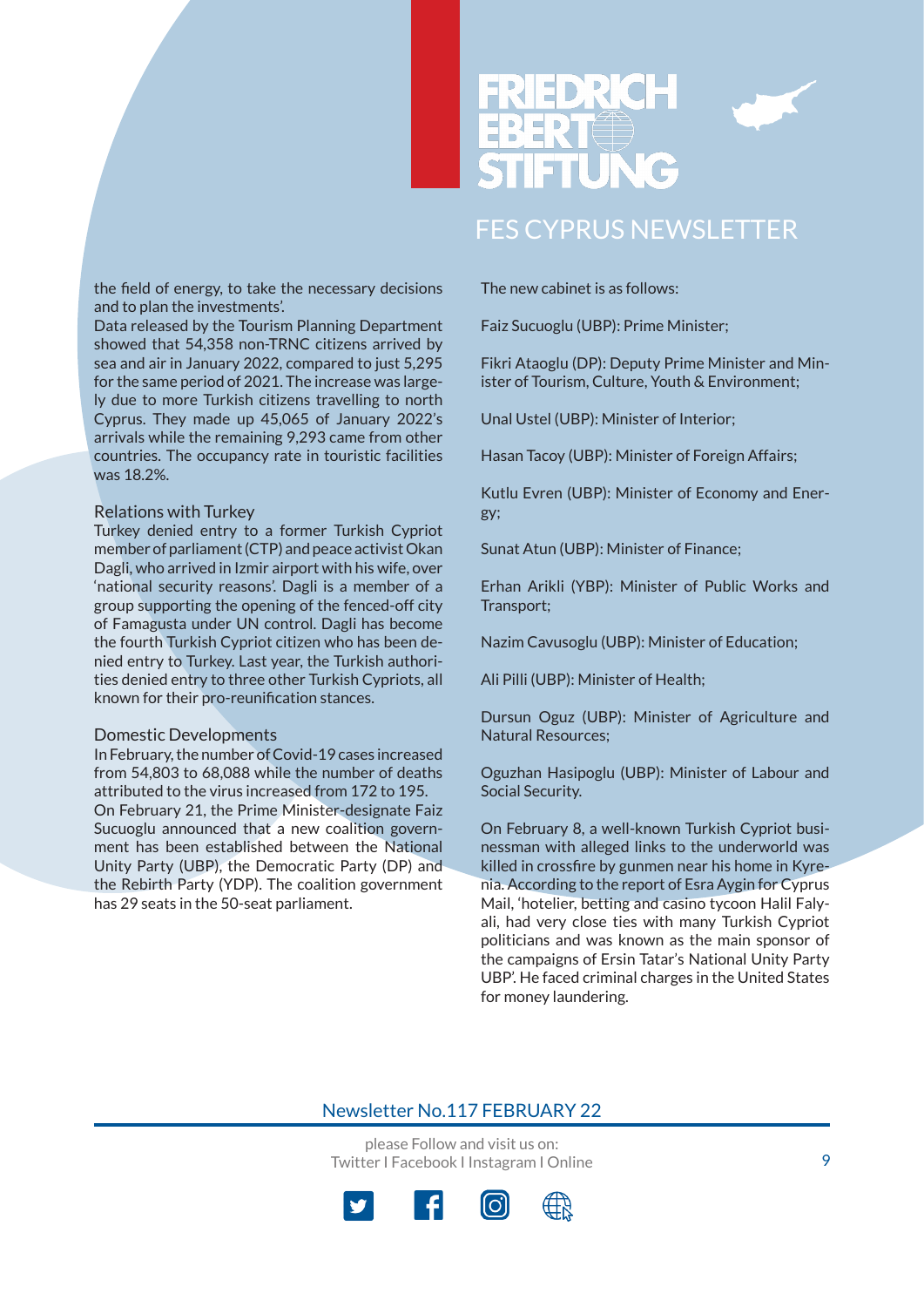the field of energy, to take the necessary decisions and to plan the investments'.

Data released by the Tourism Planning Department showed that 54,358 non-TRNC citizens arrived by sea and air in January 2022, compared to just 5,295 for the same period of 2021. The increase was largely due to more Turkish citizens travelling to north Cyprus. They made up 45,065 of January 2022's arrivals while the remaining 9,293 came from other countries. The occupancy rate in touristic facilities was 18.2%.

### Relations with Turkey

Turkey denied entry to a former Turkish Cypriot member of parliament (CTP) and peace activist Okan Dagli, who arrived in Izmir airport with his wife, over 'national security reasons'. Dagli is a member of a group supporting the opening of the fenced-off city of Famagusta under UN control. Dagli has become the fourth Turkish Cypriot citizen who has been denied entry to Turkey. Last year, the Turkish authorities denied entry to three other Turkish Cypriots, all known for their pro-reunification stances.

### Domestic Developments

In February, the number of Covid-19 cases increased from 54,803 to 68,088 while the number of deaths attributed to the virus increased from 172 to 195.

On February 21, the Prime Minister-designate Faiz Sucuoglu announced that a new coalition government has been established between the National Unity Party (UBP), the Democratic Party (DP) and the Rebirth Party (YDP). The coalition government has 29 seats in the 50-seat parliament.

The new cabinet is as follows:

Faiz Sucuoglu (UBP): Prime Minister;

Fikri Ataoglu (DP): Deputy Prime Minister and Minister of Tourism, Culture, Youth & Environment;

Unal Ustel (UBP): Minister of Interior;

Hasan Tacoy (UBP): Minister of Foreign Affairs;

Kutlu Evren (UBP): Minister of Economy and Energy;

Sunat Atun (UBP): Minister of Finance;

Erhan Arikli (YBP): Minister of Public Works and Transport;

Nazim Cavusoglu (UBP): Minister of Education;

Ali Pilli (UBP): Minister of Health;

Dursun Oguz (UBP): Minister of Agriculture and Natural Resources;

Oguzhan Hasipoglu (UBP): Minister of Labour and Social Security.

On February 8, a well-known Turkish Cypriot businessman with alleged links to the underworld was killed in crossfire by gunmen near his home in Kyrenia. According to the report of Esra Aygin for Cyprus Mail, 'hotelier, betting and casino tycoon Halil Falyali, had very close ties with many Turkish Cypriot politicians and was known as the main sponsor of the campaigns of Ersin Tatar's National Unity Party UBP'. He faced criminal charges in the United States for money laundering.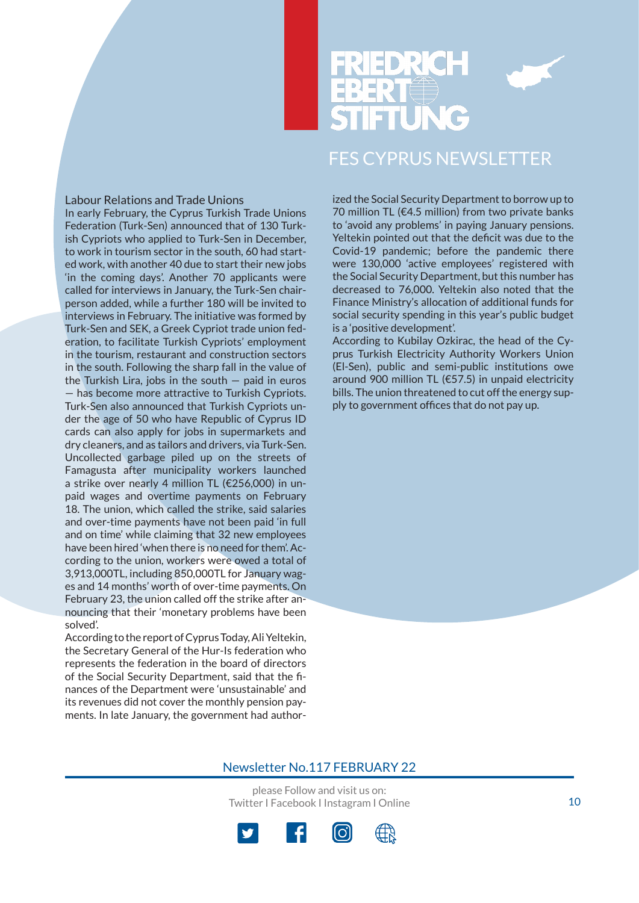## Labour Relations and Trade Unions

In early February, the Cyprus Turkish Trade Unions Federation (Turk-Sen) announced that of 130 Turkish Cypriots who applied to Turk-Sen in December, to work in tourism sector in the south, 60 had started work, with another 40 due to start their new jobs 'in the coming days'. Another 70 applicants were called for interviews in January, the Turk-Sen chairperson added, while a further 180 will be invited to interviews in February. The initiative was formed by Turk-Sen and SEK, a Greek Cypriot trade union federation, to facilitate Turkish Cypriots' employment in the tourism, restaurant and construction sectors in the south. Following the sharp fall in the value of the Turkish Lira, jobs in the south — paid in euros — has become more attractive to Turkish Cypriots. Turk-Sen also announced that Turkish Cypriots under the age of 50 who have Republic of Cyprus ID cards can also apply for jobs in supermarkets and dry cleaners, and as tailors and drivers, via Turk-Sen.

Uncollected garbage piled up on the streets of Famagusta after municipality workers launched a strike over nearly 4 million TL (€256,000) in unpaid wages and overtime payments on February 18. The union, which called the strike, said salaries and over-time payments have not been paid 'in full and on time' while claiming that 32 new employees have been hired 'when there is no need for them'. According to the union, workers were owed a total of 3,913,000TL, including 850,000TL for January wages and 14 months' worth of over-time payments. On February 23, the union called off the strike after announcing that their 'monetary problems have been solved'.

According to the report of Cyprus Today, Ali Yeltekin, the Secretary General of the Hur-Is federation who represents the federation in the board of directors of the Social Security Department, said that the finances of the Department were 'unsustainable' and its revenues did not cover the monthly pension payments. In late January, the government had authorized the Social Security Department to borrow up to 70 million TL (€4.5 million) from two private banks to 'avoid any problems' in paying January pensions. Yeltekin pointed out that the deficit was due to the Covid-19 pandemic; before the pandemic there were 130,000 'active employees' registered with the Social Security Department, but this number has decreased to 76,000. Yeltekin also noted that the Finance Ministry's allocation of additional funds for social security spending in this year's public budget is a 'positive development'.

According to Kubilay Ozkirac, the head of the Cyprus Turkish Electricity Authority Workers Union (El-Sen), public and semi-public institutions owe around 900 million TL (€57.5) in unpaid electricity bills. The union threatened to cut off the energy supply to government offices that do not pay up.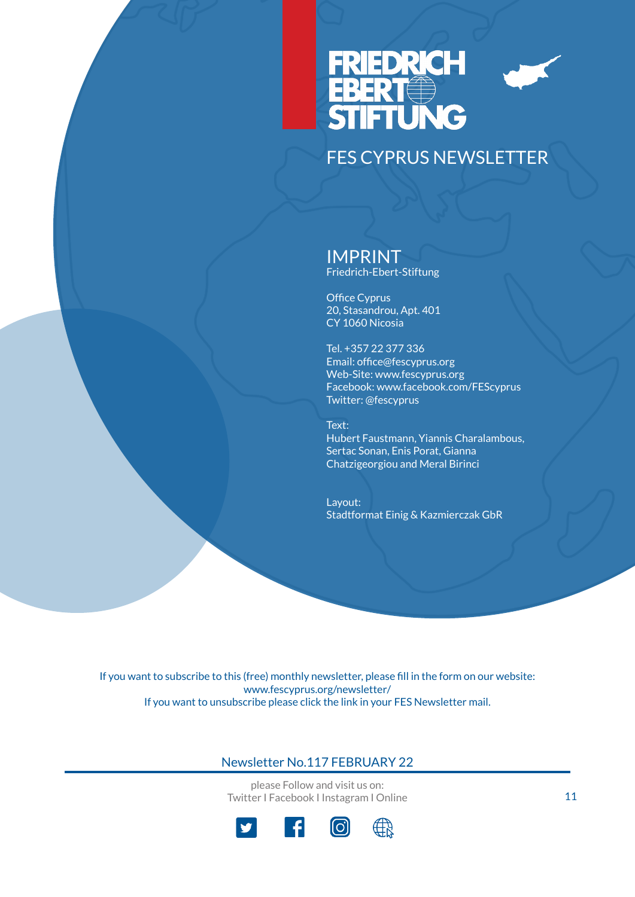FRIEDRICH EBERT STIFTUNG

FES CYPRUS NEWSLETTER

## IMPRINT

Friedrich-Ebert-Stiftung

Office Cyprus
20, Stasandrou, Apt. 401
CY 1060 Nicosia

Tel. +357 22 377 336
Email: office@fescyprus.org
Web-Site: www.fescyprus.org
Facebook: www.facebook.com/FEScyprus
Twitter: @fescyprus

Text:
Hubert Faustmann, Yiannis Charalambous, Sertac Sonan, Enis Porat, Gianna Chatzigeorgiou and Meral Birinci

Layout:
Stadtformat Einig & Kazmierczak GbR

If you want to subscribe to this (free) monthly newsletter, please fill in the form on our website:
www.fescyprus.org/newsletter/
If you want to unsubscribe please click the link in your FES Newsletter mail.

Newsletter No.117 FEBRUARY 22

please Follow and visit us on:
Twitter I Facebook I Instagram I Online